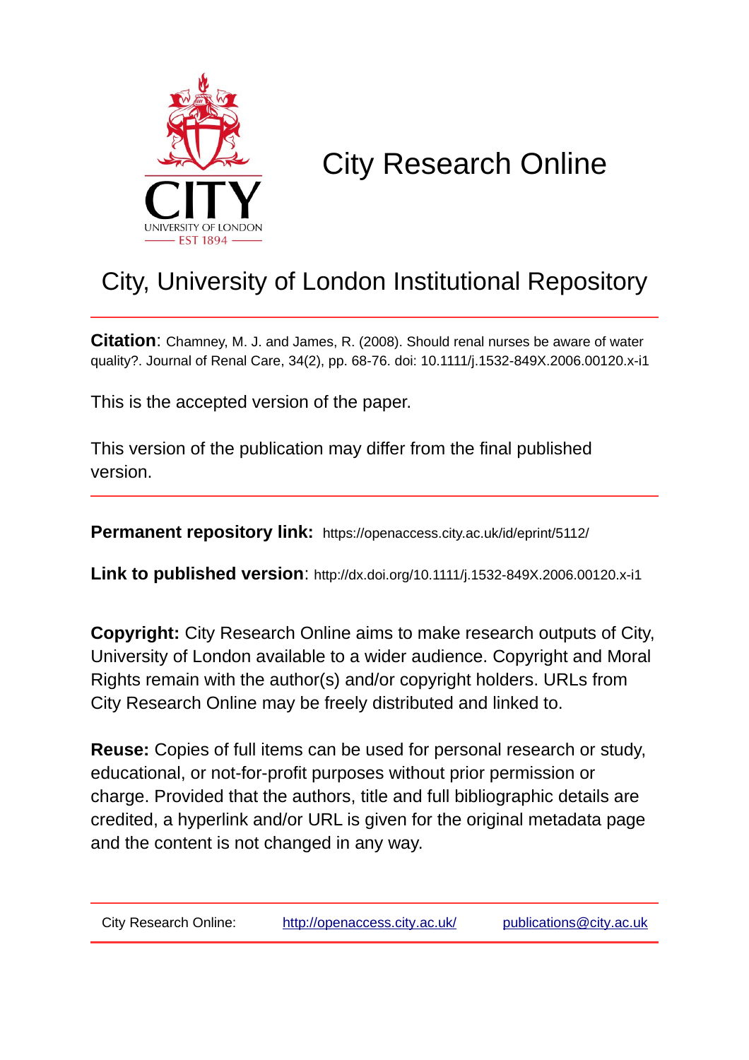# City Research Online

## City, University of London Institutional Repository

**Citation**: Chamney, M. J. and James, R. (2008). Should renal nurses be aware of water quality?. Journal of Renal Care, 34(2), pp. 68-76. doi: 10.1111/j.1532-849X.2006.00120.x-i1

This is the accepted version of the paper.

This version of the publication may differ from the final published version.

**Permanent repository link:** https://openaccess.city.ac.uk/id/eprint/5112/

**Link to published version**: http://dx.doi.org/10.1111/j.1532-849X.2006.00120.x-i1

**Copyright:** City Research Online aims to make research outputs of City, University of London available to a wider audience. Copyright and Moral Rights remain with the author(s) and/or copyright holders. URLs from City Research Online may be freely distributed and linked to.

**Reuse:** Copies of full items can be used for personal research or study, educational, or not-for-profit purposes without prior permission or charge. Provided that the authors, title and full bibliographic details are credited, a hyperlink and/or URL is given for the original metadata page and the content is not changed in any way.

City Research Online: http://openaccess.city.ac.uk/ publications@city.ac.uk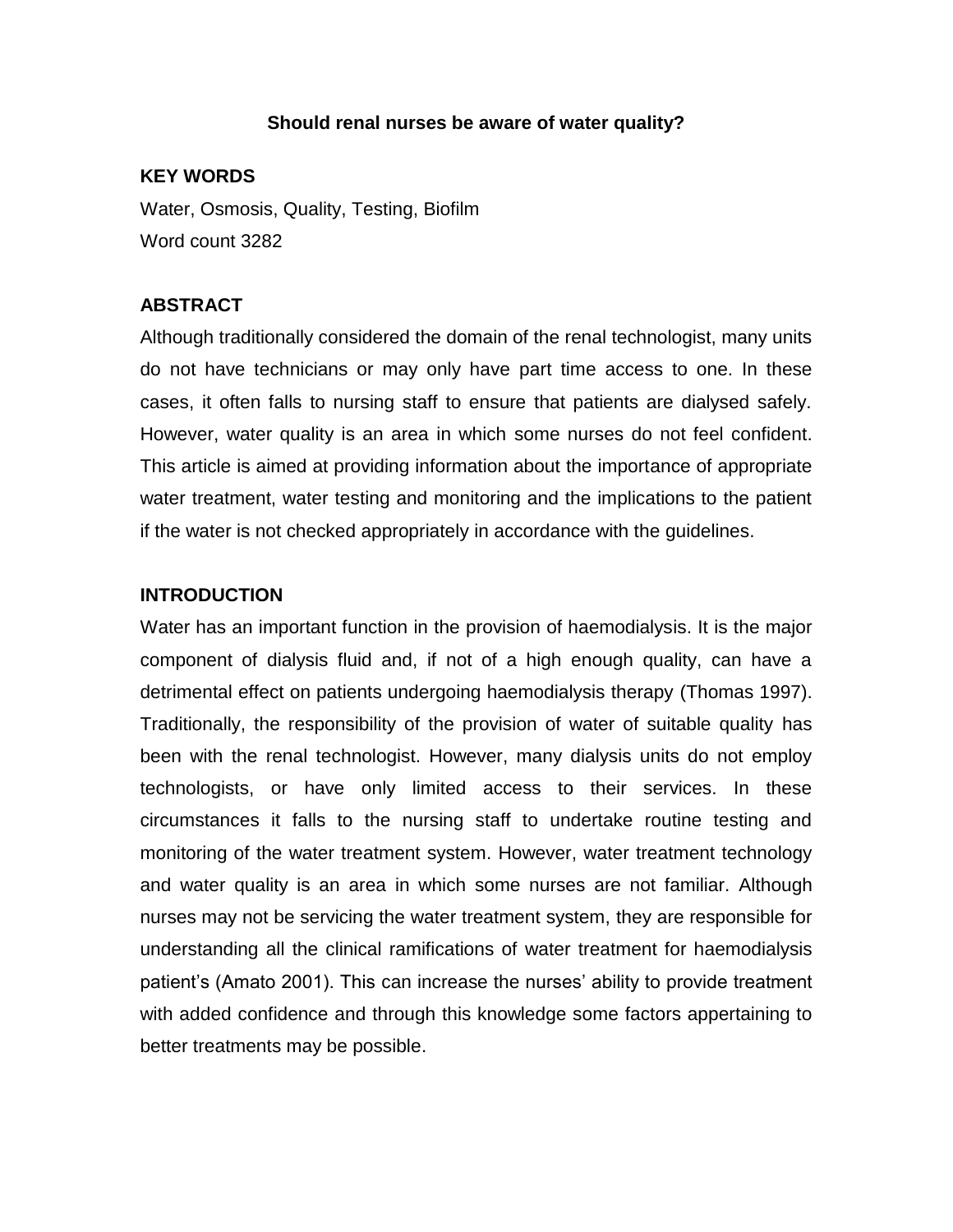# Should renal nurses be aware of water quality?

## KEY WORDS

Water, Osmosis, Quality, Testing, Biofilm

Word count 3282

## ABSTRACT

Although traditionally considered the domain of the renal technologist, many units do not have technicians or may only have part time access to one. In these cases, it often falls to nursing staff to ensure that patients are dialysed safely. However, water quality is an area in which some nurses do not feel confident. This article is aimed at providing information about the importance of appropriate water treatment, water testing and monitoring and the implications to the patient if the water is not checked appropriately in accordance with the guidelines.

## INTRODUCTION

Water has an important function in the provision of haemodialysis. It is the major component of dialysis fluid and, if not of a high enough quality, can have a detrimental effect on patients undergoing haemodialysis therapy (Thomas 1997). Traditionally, the responsibility of the provision of water of suitable quality has been with the renal technologist. However, many dialysis units do not employ technologists, or have only limited access to their services. In these circumstances it falls to the nursing staff to undertake routine testing and monitoring of the water treatment system. However, water treatment technology and water quality is an area in which some nurses are not familiar. Although nurses may not be servicing the water treatment system, they are responsible for understanding all the clinical ramifications of water treatment for haemodialysis patient's (Amato 2001). This can increase the nurses' ability to provide treatment with added confidence and through this knowledge some factors appertaining to better treatments may be possible.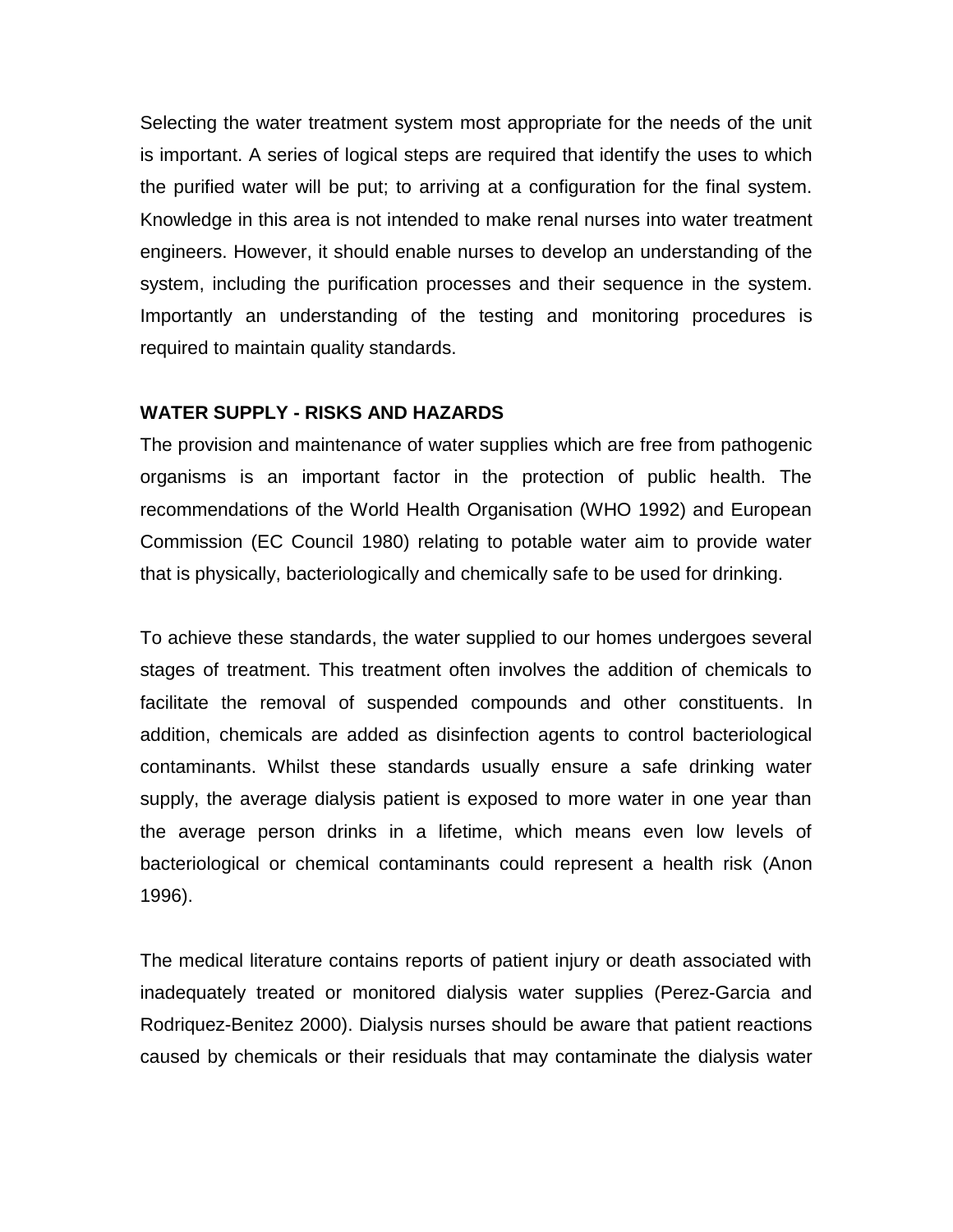Selecting the water treatment system most appropriate for the needs of the unit is important. A series of logical steps are required that identify the uses to which the purified water will be put; to arriving at a configuration for the final system. Knowledge in this area is not intended to make renal nurses into water treatment engineers. However, it should enable nurses to develop an understanding of the system, including the purification processes and their sequence in the system. Importantly an understanding of the testing and monitoring procedures is required to maintain quality standards.

**WATER SUPPLY - RISKS AND HAZARDS**

The provision and maintenance of water supplies which are free from pathogenic organisms is an important factor in the protection of public health. The recommendations of the World Health Organisation (WHO 1992) and European Commission (EC Council 1980) relating to potable water aim to provide water that is physically, bacteriologically and chemically safe to be used for drinking.

To achieve these standards, the water supplied to our homes undergoes several stages of treatment. This treatment often involves the addition of chemicals to facilitate the removal of suspended compounds and other constituents. In addition, chemicals are added as disinfection agents to control bacteriological contaminants. Whilst these standards usually ensure a safe drinking water supply, the average dialysis patient is exposed to more water in one year than the average person drinks in a lifetime, which means even low levels of bacteriological or chemical contaminants could represent a health risk (Anon 1996).

The medical literature contains reports of patient injury or death associated with inadequately treated or monitored dialysis water supplies (Perez-Garcia and Rodriquez-Benitez 2000). Dialysis nurses should be aware that patient reactions caused by chemicals or their residuals that may contaminate the dialysis water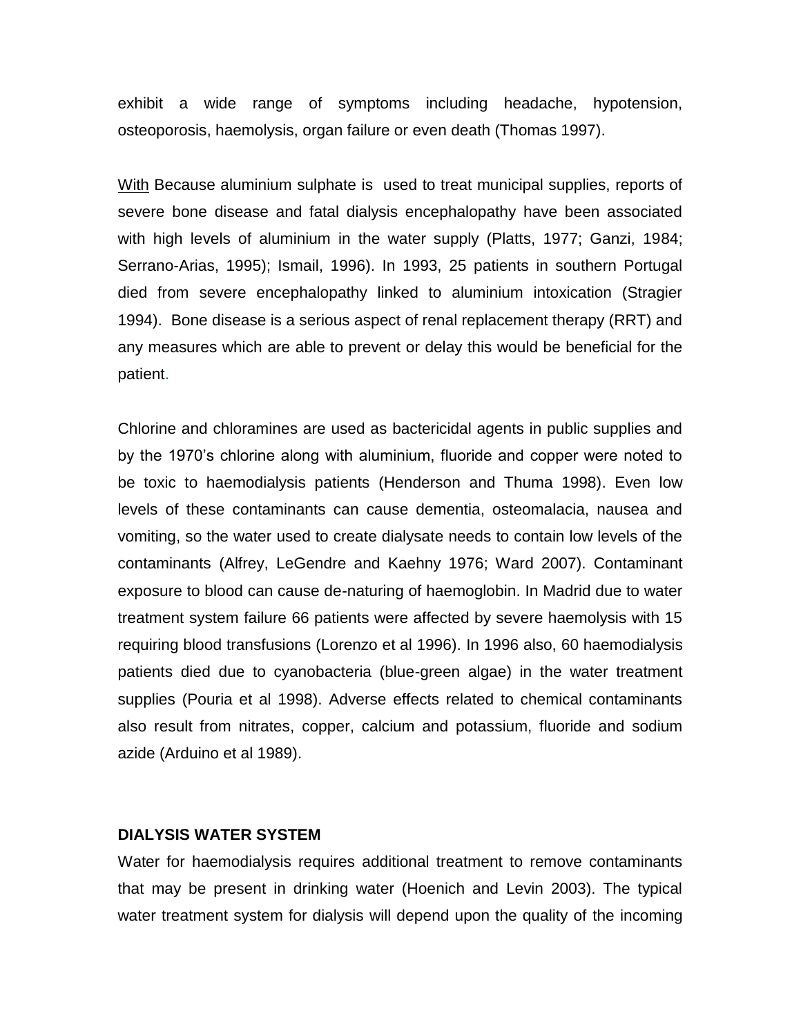exhibit a wide range of symptoms including headache, hypotension, osteoporosis, haemolysis, organ failure or even death (Thomas 1997).

With Because aluminium sulphate is used to treat municipal supplies, reports of severe bone disease and fatal dialysis encephalopathy have been associated with high levels of aluminium in the water supply (Platts, 1977; Ganzi, 1984; Serrano-Arias, 1995); Ismail, 1996). In 1993, 25 patients in southern Portugal died from severe encephalopathy linked to aluminium intoxication (Stragier 1994). Bone disease is a serious aspect of renal replacement therapy (RRT) and any measures which are able to prevent or delay this would be beneficial for the patient.

Chlorine and chloramines are used as bactericidal agents in public supplies and by the 1970's chlorine along with aluminium, fluoride and copper were noted to be toxic to haemodialysis patients (Henderson and Thuma 1998). Even low levels of these contaminants can cause dementia, osteomalacia, nausea and vomiting, so the water used to create dialysate needs to contain low levels of the contaminants (Alfrey, LeGendre and Kaehny 1976; Ward 2007). Contaminant exposure to blood can cause de-naturing of haemoglobin. In Madrid due to water treatment system failure 66 patients were affected by severe haemolysis with 15 requiring blood transfusions (Lorenzo et al 1996). In 1996 also, 60 haemodialysis patients died due to cyanobacteria (blue-green algae) in the water treatment supplies (Pouria et al 1998). Adverse effects related to chemical contaminants also result from nitrates, copper, calcium and potassium, fluoride and sodium azide (Arduino et al 1989).

**DIALYSIS WATER SYSTEM**

Water for haemodialysis requires additional treatment to remove contaminants that may be present in drinking water (Hoenich and Levin 2003). The typical water treatment system for dialysis will depend upon the quality of the incoming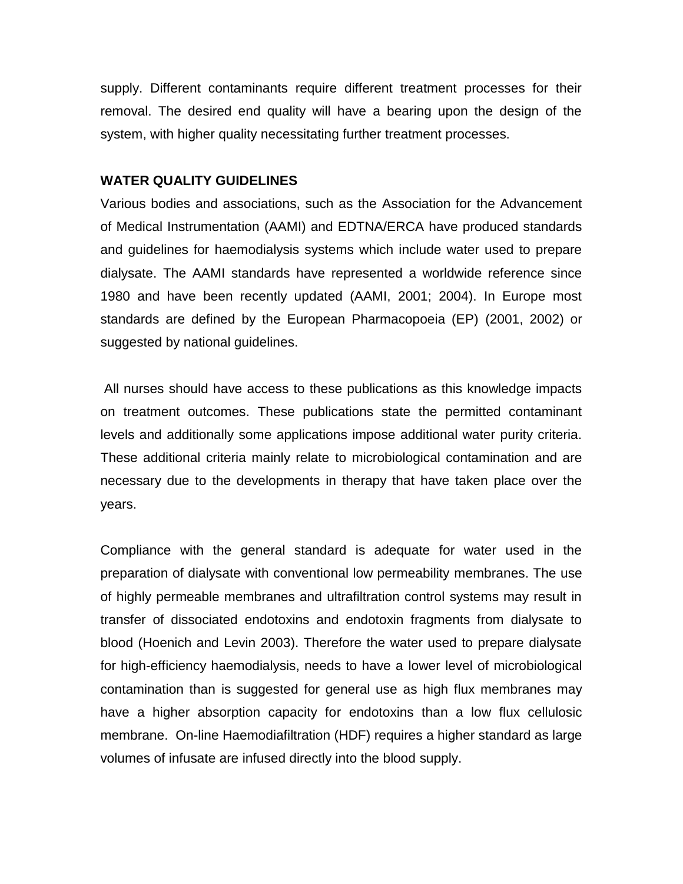supply. Different contaminants require different treatment processes for their removal. The desired end quality will have a bearing upon the design of the system, with higher quality necessitating further treatment processes.

**WATER QUALITY GUIDELINES**

Various bodies and associations, such as the Association for the Advancement of Medical Instrumentation (AAMI) and EDTNA/ERCA have produced standards and guidelines for haemodialysis systems which include water used to prepare dialysate. The AAMI standards have represented a worldwide reference since 1980 and have been recently updated (AAMI, 2001; 2004). In Europe most standards are defined by the European Pharmacopoeia (EP) (2001, 2002) or suggested by national guidelines.

All nurses should have access to these publications as this knowledge impacts on treatment outcomes. These publications state the permitted contaminant levels and additionally some applications impose additional water purity criteria. These additional criteria mainly relate to microbiological contamination and are necessary due to the developments in therapy that have taken place over the years.

Compliance with the general standard is adequate for water used in the preparation of dialysate with conventional low permeability membranes. The use of highly permeable membranes and ultrafiltration control systems may result in transfer of dissociated endotoxins and endotoxin fragments from dialysate to blood (Hoenich and Levin 2003). Therefore the water used to prepare dialysate for high-efficiency haemodialysis, needs to have a lower level of microbiological contamination than is suggested for general use as high flux membranes may have a higher absorption capacity for endotoxins than a low flux cellulosic membrane. On-line Haemodiafiltration (HDF) requires a higher standard as large volumes of infusate are infused directly into the blood supply.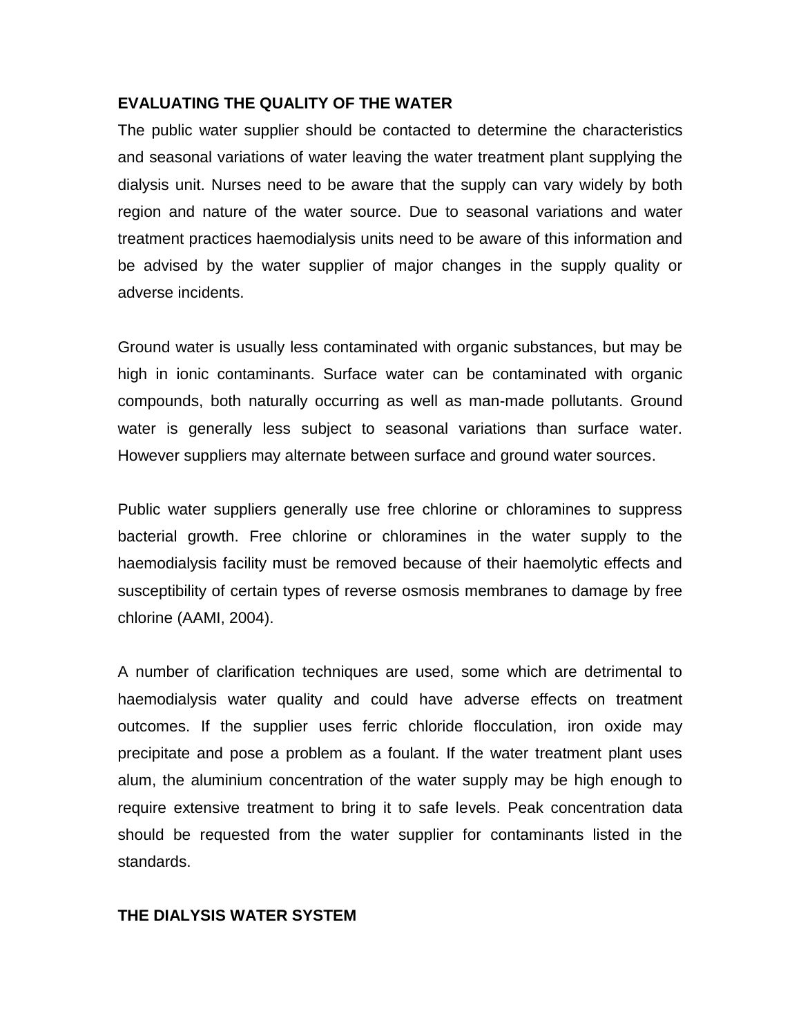## EVALUATING THE QUALITY OF THE WATER

The public water supplier should be contacted to determine the characteristics and seasonal variations of water leaving the water treatment plant supplying the dialysis unit. Nurses need to be aware that the supply can vary widely by both region and nature of the water source. Due to seasonal variations and water treatment practices haemodialysis units need to be aware of this information and be advised by the water supplier of major changes in the supply quality or adverse incidents.

Ground water is usually less contaminated with organic substances, but may be high in ionic contaminants. Surface water can be contaminated with organic compounds, both naturally occurring as well as man-made pollutants. Ground water is generally less subject to seasonal variations than surface water. However suppliers may alternate between surface and ground water sources.

Public water suppliers generally use free chlorine or chloramines to suppress bacterial growth. Free chlorine or chloramines in the water supply to the haemodialysis facility must be removed because of their haemolytic effects and susceptibility of certain types of reverse osmosis membranes to damage by free chlorine (AAMI, 2004).

A number of clarification techniques are used, some which are detrimental to haemodialysis water quality and could have adverse effects on treatment outcomes. If the supplier uses ferric chloride flocculation, iron oxide may precipitate and pose a problem as a foulant. If the water treatment plant uses alum, the aluminium concentration of the water supply may be high enough to require extensive treatment to bring it to safe levels. Peak concentration data should be requested from the water supplier for contaminants listed in the standards.

## THE DIALYSIS WATER SYSTEM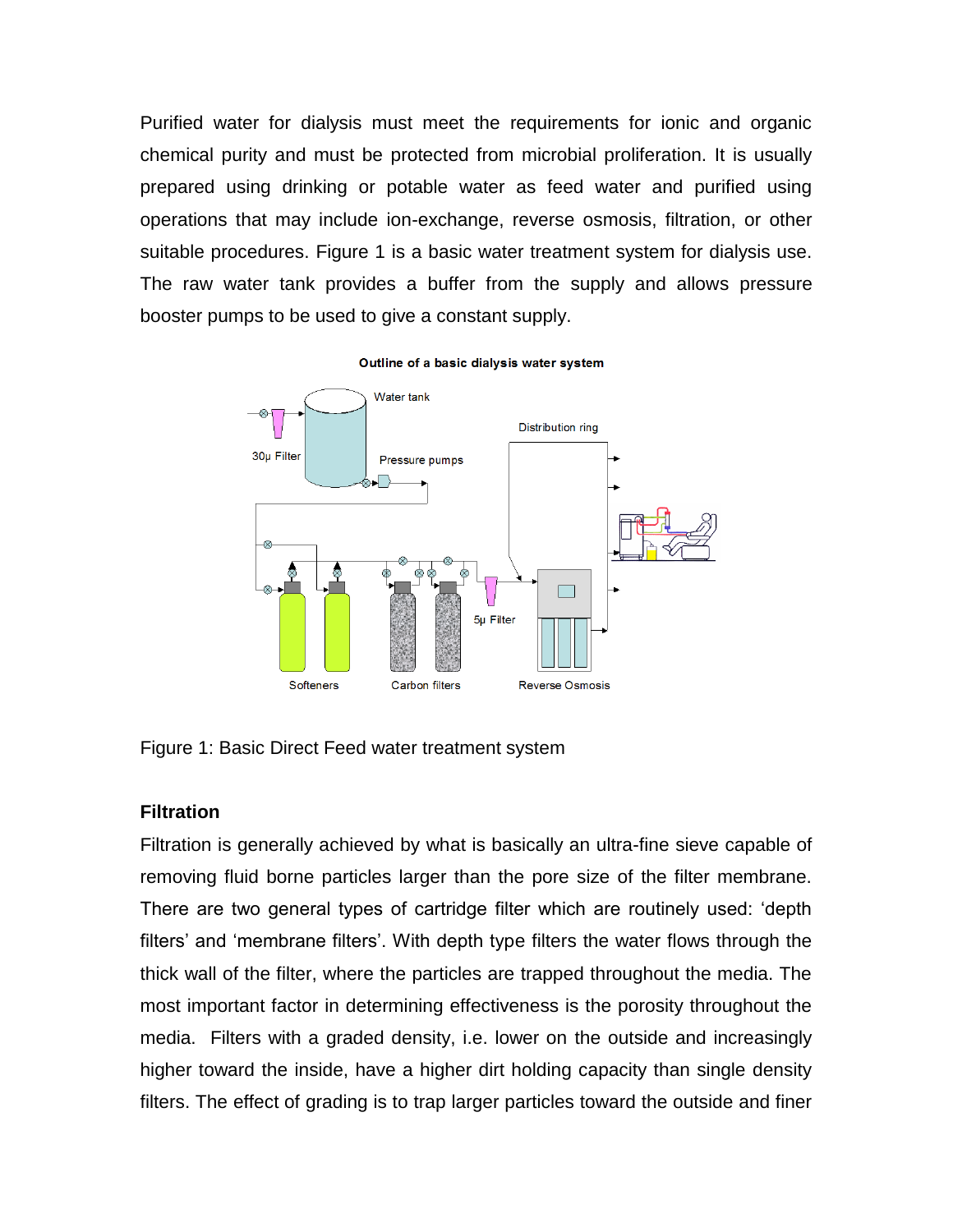Purified water for dialysis must meet the requirements for ionic and organic chemical purity and must be protected from microbial proliferation. It is usually prepared using drinking or potable water as feed water and purified using operations that may include ion-exchange, reverse osmosis, filtration, or other suitable procedures. Figure 1 is a basic water treatment system for dialysis use. The raw water tank provides a buffer from the supply and allows pressure booster pumps to be used to give a constant supply.

Figure 1: Basic Direct Feed water treatment system

### Filtration

Filtration is generally achieved by what is basically an ultra-fine sieve capable of removing fluid borne particles larger than the pore size of the filter membrane. There are two general types of cartridge filter which are routinely used: 'depth filters' and 'membrane filters'. With depth type filters the water flows through the thick wall of the filter, where the particles are trapped throughout the media. The most important factor in determining effectiveness is the porosity throughout the media. Filters with a graded density, i.e. lower on the outside and increasingly higher toward the inside, have a higher dirt holding capacity than single density filters. The effect of grading is to trap larger particles toward the outside and finer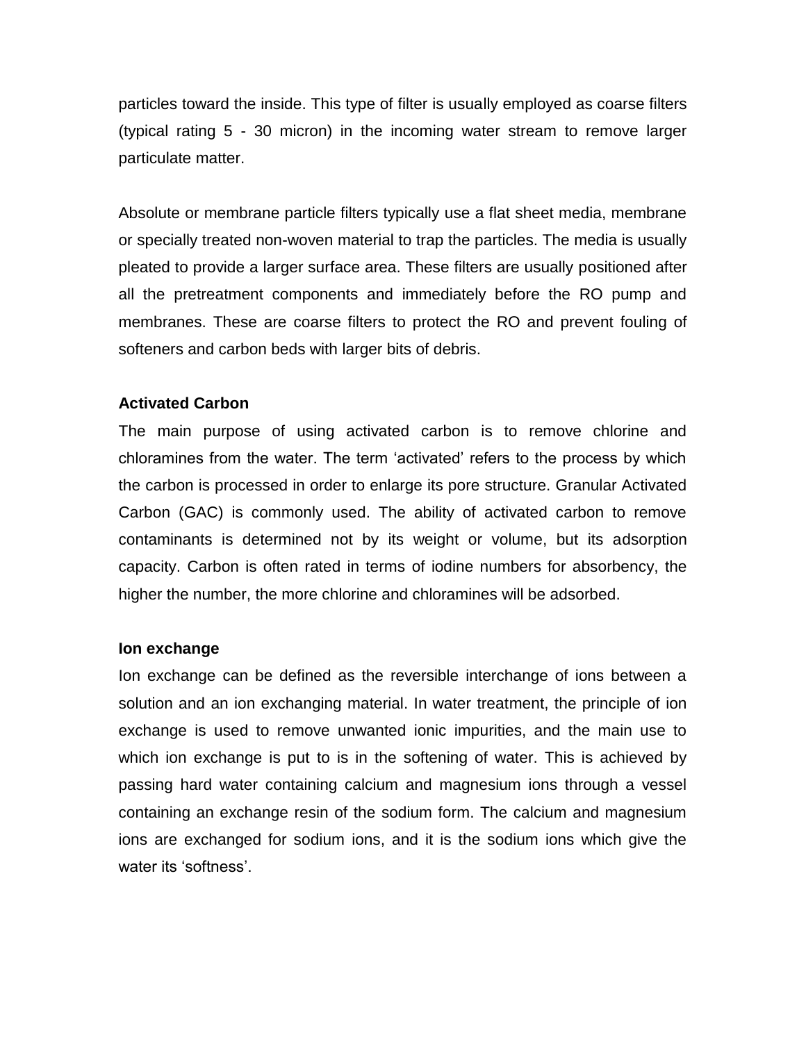particles toward the inside. This type of filter is usually employed as coarse filters (typical rating 5 - 30 micron) in the incoming water stream to remove larger particulate matter.

Absolute or membrane particle filters typically use a flat sheet media, membrane or specially treated non-woven material to trap the particles. The media is usually pleated to provide a larger surface area. These filters are usually positioned after all the pretreatment components and immediately before the RO pump and membranes. These are coarse filters to protect the RO and prevent fouling of softeners and carbon beds with larger bits of debris.

**Activated Carbon**

The main purpose of using activated carbon is to remove chlorine and chloramines from the water. The term 'activated' refers to the process by which the carbon is processed in order to enlarge its pore structure. Granular Activated Carbon (GAC) is commonly used. The ability of activated carbon to remove contaminants is determined not by its weight or volume, but its adsorption capacity. Carbon is often rated in terms of iodine numbers for absorbency, the higher the number, the more chlorine and chloramines will be adsorbed.

**Ion exchange**

Ion exchange can be defined as the reversible interchange of ions between a solution and an ion exchanging material. In water treatment, the principle of ion exchange is used to remove unwanted ionic impurities, and the main use to which ion exchange is put to is in the softening of water. This is achieved by passing hard water containing calcium and magnesium ions through a vessel containing an exchange resin of the sodium form. The calcium and magnesium ions are exchanged for sodium ions, and it is the sodium ions which give the water its 'softness'.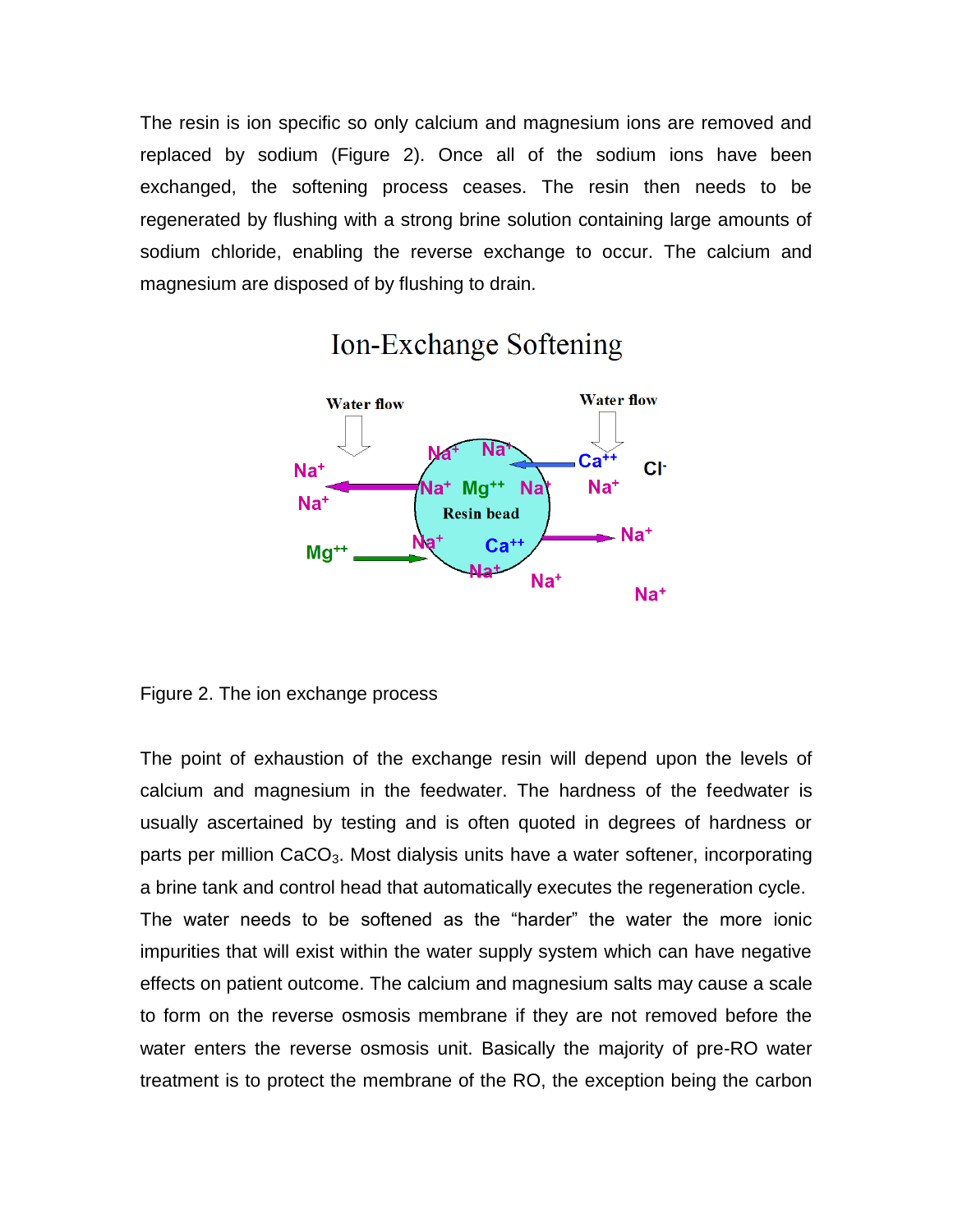The resin is ion specific so only calcium and magnesium ions are removed and replaced by sodium (Figure 2). Once all of the sodium ions have been exchanged, the softening process ceases. The resin then needs to be regenerated by flushing with a strong brine solution containing large amounts of sodium chloride, enabling the reverse exchange to occur. The calcium and magnesium are disposed of by flushing to drain.

Figure 2. The ion exchange process

The point of exhaustion of the exchange resin will depend upon the levels of calcium and magnesium in the feedwater. The hardness of the feedwater is usually ascertained by testing and is often quoted in degrees of hardness or parts per million $CaCO_3$. Most dialysis units have a water softener, incorporating a brine tank and control head that automatically executes the regeneration cycle. The water needs to be softened as the "harder" the water the more ionic impurities that will exist within the water supply system which can have negative effects on patient outcome. The calcium and magnesium salts may cause a scale to form on the reverse osmosis membrane if they are not removed before the water enters the reverse osmosis unit. Basically the majority of pre-RO water treatment is to protect the membrane of the RO, the exception being the carbon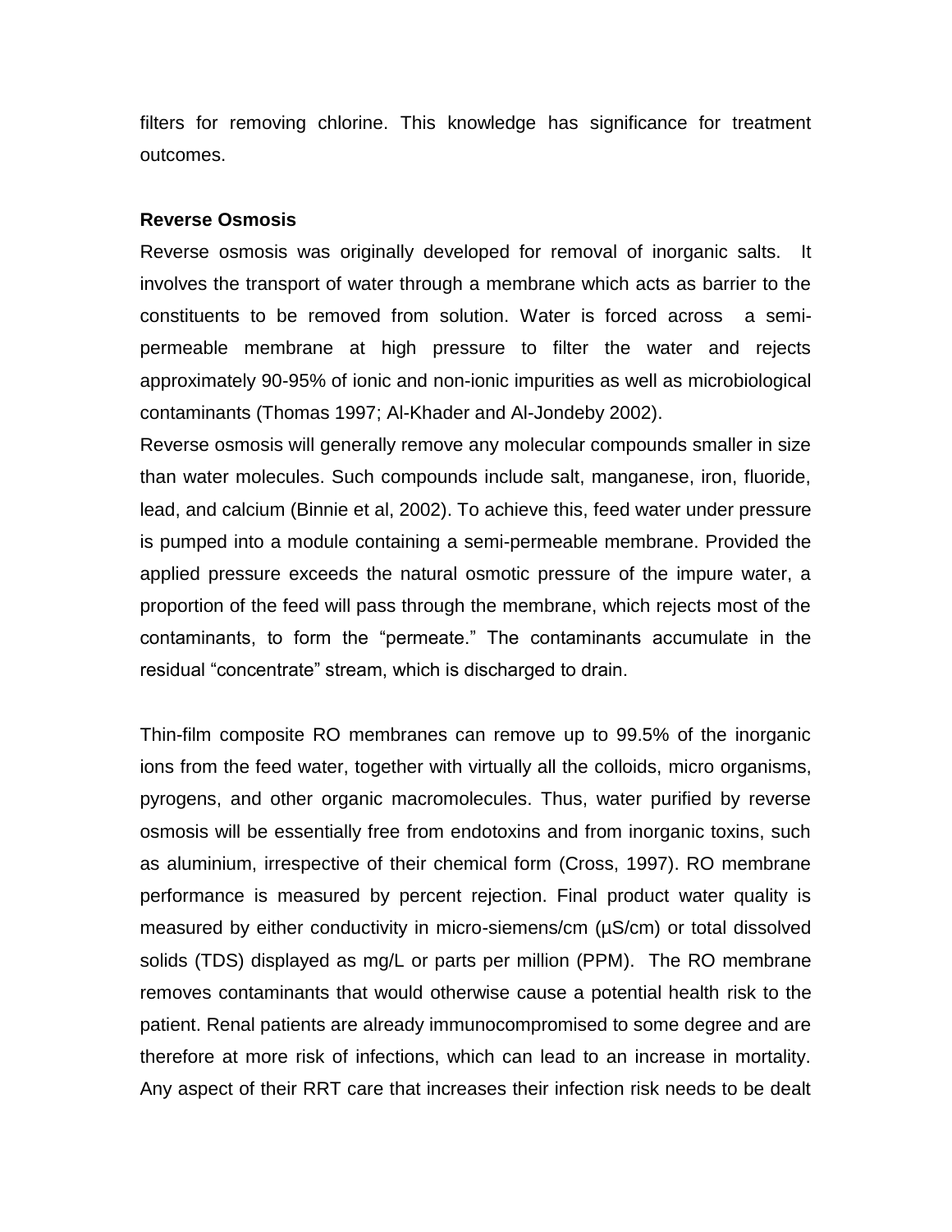filters for removing chlorine. This knowledge has significance for treatment outcomes.

**Reverse Osmosis**

Reverse osmosis was originally developed for removal of inorganic salts. It involves the transport of water through a membrane which acts as barrier to the constituents to be removed from solution. Water is forced across a semi-permeable membrane at high pressure to filter the water and rejects approximately 90-95% of ionic and non-ionic impurities as well as microbiological contaminants (Thomas 1997; Al-Khader and Al-Jondeby 2002).

Reverse osmosis will generally remove any molecular compounds smaller in size than water molecules. Such compounds include salt, manganese, iron, fluoride, lead, and calcium (Binnie et al, 2002). To achieve this, feed water under pressure is pumped into a module containing a semi-permeable membrane. Provided the applied pressure exceeds the natural osmotic pressure of the impure water, a proportion of the feed will pass through the membrane, which rejects most of the contaminants, to form the "permeate." The contaminants accumulate in the residual "concentrate" stream, which is discharged to drain.

Thin-film composite RO membranes can remove up to 99.5% of the inorganic ions from the feed water, together with virtually all the colloids, micro organisms, pyrogens, and other organic macromolecules. Thus, water purified by reverse osmosis will be essentially free from endotoxins and from inorganic toxins, such as aluminium, irrespective of their chemical form (Cross, 1997). RO membrane performance is measured by percent rejection. Final product water quality is measured by either conductivity in micro-siemens/cm (µS/cm) or total dissolved solids (TDS) displayed as mg/L or parts per million (PPM). The RO membrane removes contaminants that would otherwise cause a potential health risk to the patient. Renal patients are already immunocompromised to some degree and are therefore at more risk of infections, which can lead to an increase in mortality. Any aspect of their RRT care that increases their infection risk needs to be dealt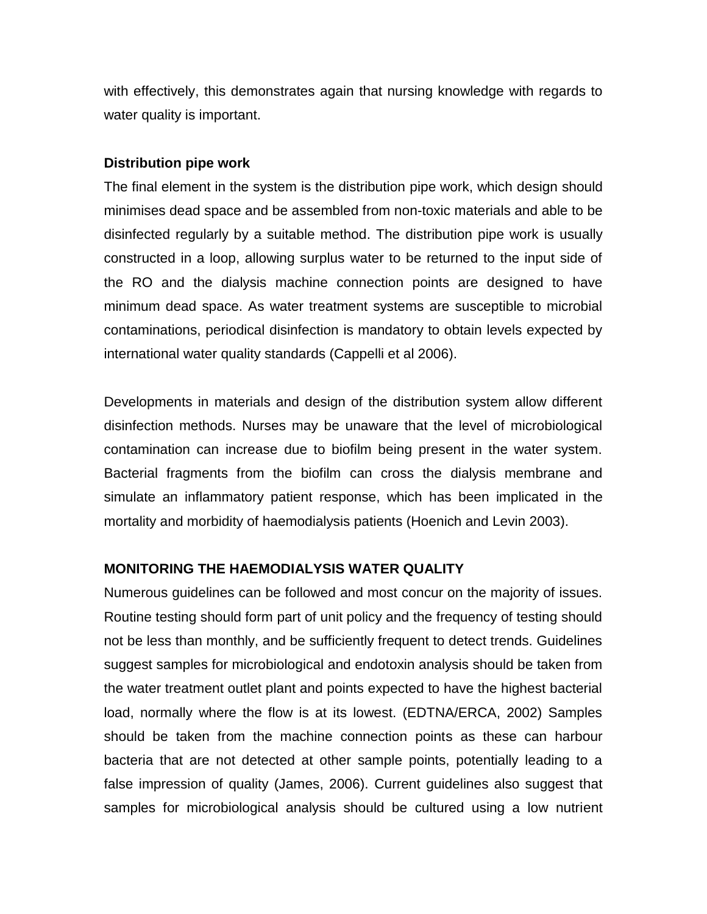with effectively, this demonstrates again that nursing knowledge with regards to water quality is important.

### Distribution pipe work

The final element in the system is the distribution pipe work, which design should minimises dead space and be assembled from non-toxic materials and able to be disinfected regularly by a suitable method. The distribution pipe work is usually constructed in a loop, allowing surplus water to be returned to the input side of the RO and the dialysis machine connection points are designed to have minimum dead space. As water treatment systems are susceptible to microbial contaminations, periodical disinfection is mandatory to obtain levels expected by international water quality standards (Cappelli et al 2006).

Developments in materials and design of the distribution system allow different disinfection methods. Nurses may be unaware that the level of microbiological contamination can increase due to biofilm being present in the water system. Bacterial fragments from the biofilm can cross the dialysis membrane and simulate an inflammatory patient response, which has been implicated in the mortality and morbidity of haemodialysis patients (Hoenich and Levin 2003).

## MONITORING THE HAEMODIALYSIS WATER QUALITY

Numerous guidelines can be followed and most concur on the majority of issues. Routine testing should form part of unit policy and the frequency of testing should not be less than monthly, and be sufficiently frequent to detect trends. Guidelines suggest samples for microbiological and endotoxin analysis should be taken from the water treatment outlet plant and points expected to have the highest bacterial load, normally where the flow is at its lowest. (EDTNA/ERCA, 2002) Samples should be taken from the machine connection points as these can harbour bacteria that are not detected at other sample points, potentially leading to a false impression of quality (James, 2006). Current guidelines also suggest that samples for microbiological analysis should be cultured using a low nutrient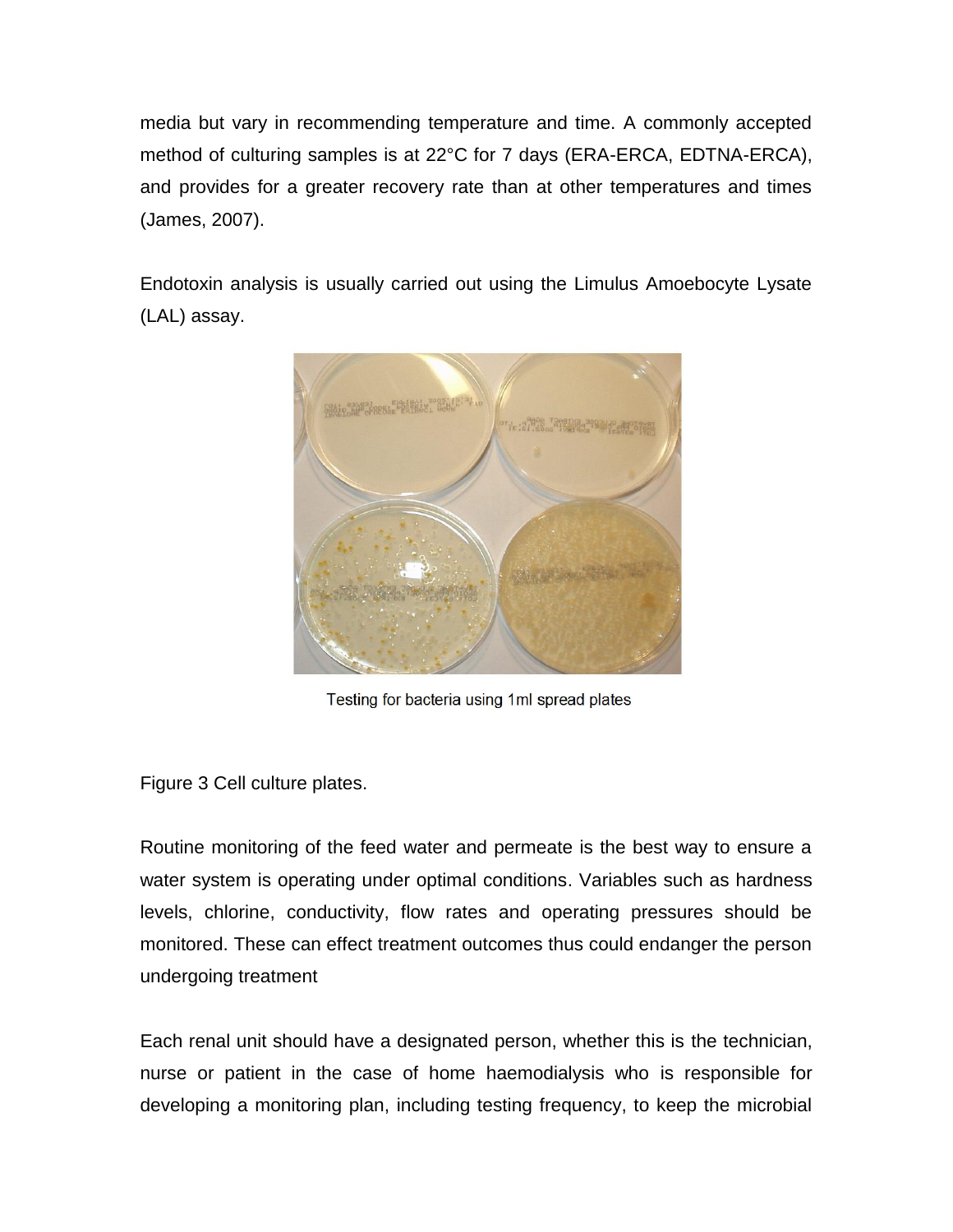media but vary in recommending temperature and time. A commonly accepted method of culturing samples is at 22°C for 7 days (ERA-ERCA, EDTNA-ERCA), and provides for a greater recovery rate than at other temperatures and times (James, 2007).

Endotoxin analysis is usually carried out using the Limulus Amoebocyte Lysate (LAL) assay.

Testing for bacteria using 1ml spread plates

Figure 3 Cell culture plates.

Routine monitoring of the feed water and permeate is the best way to ensure a water system is operating under optimal conditions. Variables such as hardness levels, chlorine, conductivity, flow rates and operating pressures should be monitored. These can effect treatment outcomes thus could endanger the person undergoing treatment

Each renal unit should have a designated person, whether this is the technician, nurse or patient in the case of home haemodialysis who is responsible for developing a monitoring plan, including testing frequency, to keep the microbial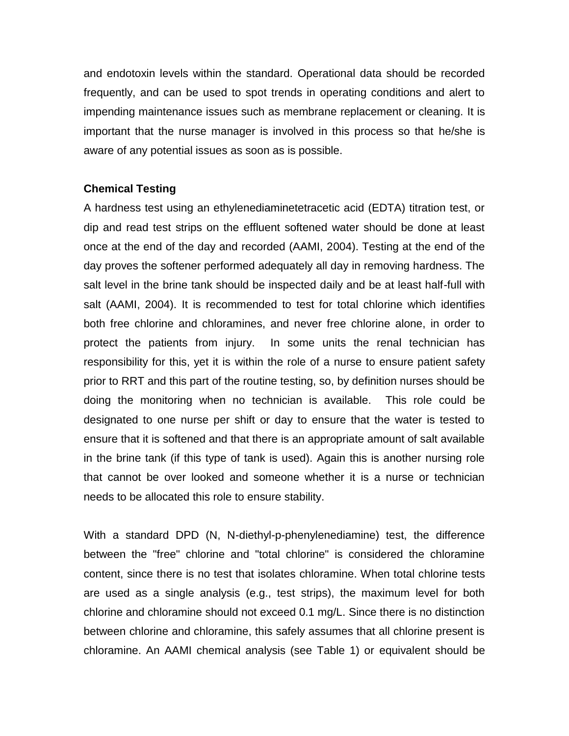and endotoxin levels within the standard. Operational data should be recorded frequently, and can be used to spot trends in operating conditions and alert to impending maintenance issues such as membrane replacement or cleaning. It is important that the nurse manager is involved in this process so that he/she is aware of any potential issues as soon as is possible.

**Chemical Testing**

A hardness test using an ethylenediaminetetracetic acid (EDTA) titration test, or dip and read test strips on the effluent softened water should be done at least once at the end of the day and recorded (AAMI, 2004). Testing at the end of the day proves the softener performed adequately all day in removing hardness. The salt level in the brine tank should be inspected daily and be at least half-full with salt (AAMI, 2004). It is recommended to test for total chlorine which identifies both free chlorine and chloramines, and never free chlorine alone, in order to protect the patients from injury. In some units the renal technician has responsibility for this, yet it is within the role of a nurse to ensure patient safety prior to RRT and this part of the routine testing, so, by definition nurses should be doing the monitoring when no technician is available. This role could be designated to one nurse per shift or day to ensure that the water is tested to ensure that it is softened and that there is an appropriate amount of salt available in the brine tank (if this type of tank is used). Again this is another nursing role that cannot be over looked and someone whether it is a nurse or technician needs to be allocated this role to ensure stability.

With a standard DPD (N, N-diethyl-p-phenylenediamine) test, the difference between the "free" chlorine and "total chlorine" is considered the chloramine content, since there is no test that isolates chloramine. When total chlorine tests are used as a single analysis (e.g., test strips), the maximum level for both chlorine and chloramine should not exceed 0.1 mg/L. Since there is no distinction between chlorine and chloramine, this safely assumes that all chlorine present is chloramine. An AAMI chemical analysis (see Table 1) or equivalent should be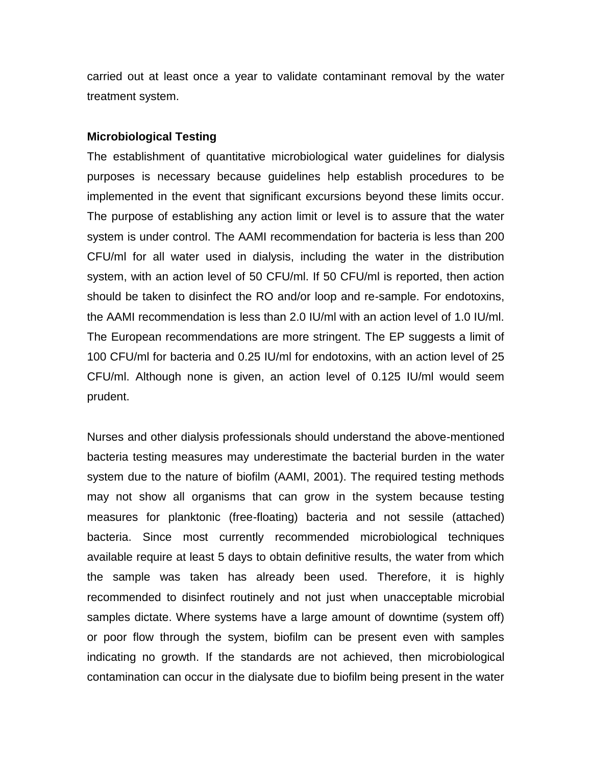carried out at least once a year to validate contaminant removal by the water treatment system.

**Microbiological Testing**

The establishment of quantitative microbiological water guidelines for dialysis purposes is necessary because guidelines help establish procedures to be implemented in the event that significant excursions beyond these limits occur. The purpose of establishing any action limit or level is to assure that the water system is under control. The AAMI recommendation for bacteria is less than 200 CFU/ml for all water used in dialysis, including the water in the distribution system, with an action level of 50 CFU/ml. If 50 CFU/ml is reported, then action should be taken to disinfect the RO and/or loop and re-sample. For endotoxins, the AAMI recommendation is less than 2.0 IU/ml with an action level of 1.0 IU/ml. The European recommendations are more stringent. The EP suggests a limit of 100 CFU/ml for bacteria and 0.25 IU/ml for endotoxins, with an action level of 25 CFU/ml. Although none is given, an action level of 0.125 IU/ml would seem prudent.

Nurses and other dialysis professionals should understand the above-mentioned bacteria testing measures may underestimate the bacterial burden in the water system due to the nature of biofilm (AAMI, 2001). The required testing methods may not show all organisms that can grow in the system because testing measures for planktonic (free-floating) bacteria and not sessile (attached) bacteria. Since most currently recommended microbiological techniques available require at least 5 days to obtain definitive results, the water from which the sample was taken has already been used. Therefore, it is highly recommended to disinfect routinely and not just when unacceptable microbial samples dictate. Where systems have a large amount of downtime (system off) or poor flow through the system, biofilm can be present even with samples indicating no growth. If the standards are not achieved, then microbiological contamination can occur in the dialysate due to biofilm being present in the water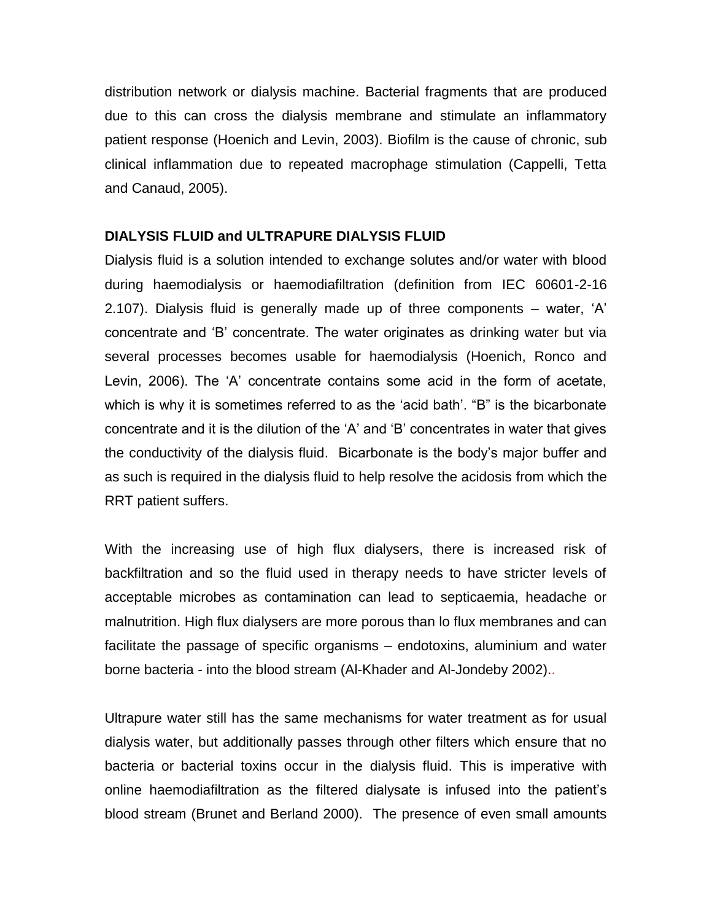distribution network or dialysis machine. Bacterial fragments that are produced due to this can cross the dialysis membrane and stimulate an inflammatory patient response (Hoenich and Levin, 2003). Biofilm is the cause of chronic, sub clinical inflammation due to repeated macrophage stimulation (Cappelli, Tetta and Canaud, 2005).

**DIALYSIS FLUID and ULTRAPURE DIALYSIS FLUID**

Dialysis fluid is a solution intended to exchange solutes and/or water with blood during haemodialysis or haemodiafiltration (definition from IEC 60601-2-16 2.107). Dialysis fluid is generally made up of three components – water, 'A' concentrate and 'B' concentrate. The water originates as drinking water but via several processes becomes usable for haemodialysis (Hoenich, Ronco and Levin, 2006). The 'A' concentrate contains some acid in the form of acetate, which is why it is sometimes referred to as the 'acid bath'. "B" is the bicarbonate concentrate and it is the dilution of the 'A' and 'B' concentrates in water that gives the conductivity of the dialysis fluid. Bicarbonate is the body's major buffer and as such is required in the dialysis fluid to help resolve the acidosis from which the RRT patient suffers.

With the increasing use of high flux dialysers, there is increased risk of backfiltration and so the fluid used in therapy needs to have stricter levels of acceptable microbes as contamination can lead to septicaemia, headache or malnutrition. High flux dialysers are more porous than lo flux membranes and can facilitate the passage of specific organisms – endotoxins, aluminium and water borne bacteria - into the blood stream (Al-Khader and Al-Jondeby 2002)..

Ultrapure water still has the same mechanisms for water treatment as for usual dialysis water, but additionally passes through other filters which ensure that no bacteria or bacterial toxins occur in the dialysis fluid. This is imperative with online haemodiafiltration as the filtered dialysate is infused into the patient's blood stream (Brunet and Berland 2000). The presence of even small amounts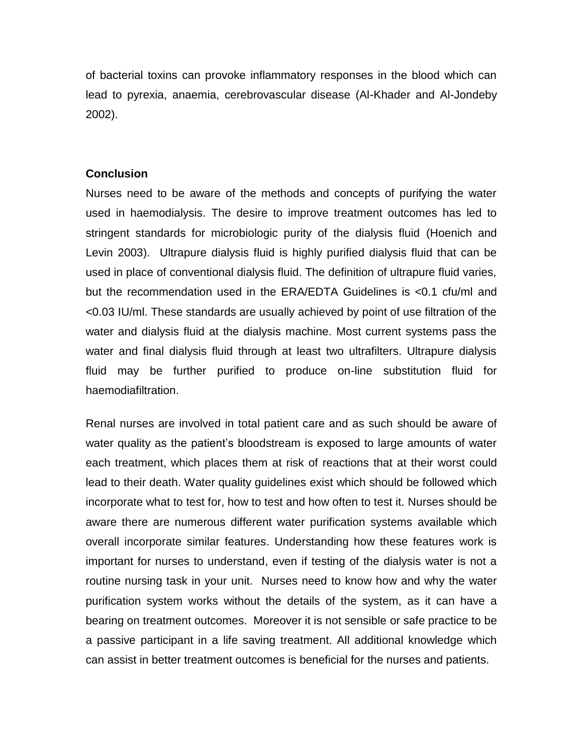of bacterial toxins can provoke inflammatory responses in the blood which can lead to pyrexia, anaemia, cerebrovascular disease (Al-Khader and Al-Jondeby 2002).

**Conclusion**

Nurses need to be aware of the methods and concepts of purifying the water used in haemodialysis. The desire to improve treatment outcomes has led to stringent standards for microbiologic purity of the dialysis fluid (Hoenich and Levin 2003). Ultrapure dialysis fluid is highly purified dialysis fluid that can be used in place of conventional dialysis fluid. The definition of ultrapure fluid varies, but the recommendation used in the ERA/EDTA Guidelines is <0.1 cfu/ml and <0.03 IU/ml. These standards are usually achieved by point of use filtration of the water and dialysis fluid at the dialysis machine. Most current systems pass the water and final dialysis fluid through at least two ultrafilters. Ultrapure dialysis fluid may be further purified to produce on-line substitution fluid for haemodiafiltration.

Renal nurses are involved in total patient care and as such should be aware of water quality as the patient's bloodstream is exposed to large amounts of water each treatment, which places them at risk of reactions that at their worst could lead to their death. Water quality guidelines exist which should be followed which incorporate what to test for, how to test and how often to test it. Nurses should be aware there are numerous different water purification systems available which overall incorporate similar features. Understanding how these features work is important for nurses to understand, even if testing of the dialysis water is not a routine nursing task in your unit. Nurses need to know how and why the water purification system works without the details of the system, as it can have a bearing on treatment outcomes. Moreover it is not sensible or safe practice to be a passive participant in a life saving treatment. All additional knowledge which can assist in better treatment outcomes is beneficial for the nurses and patients.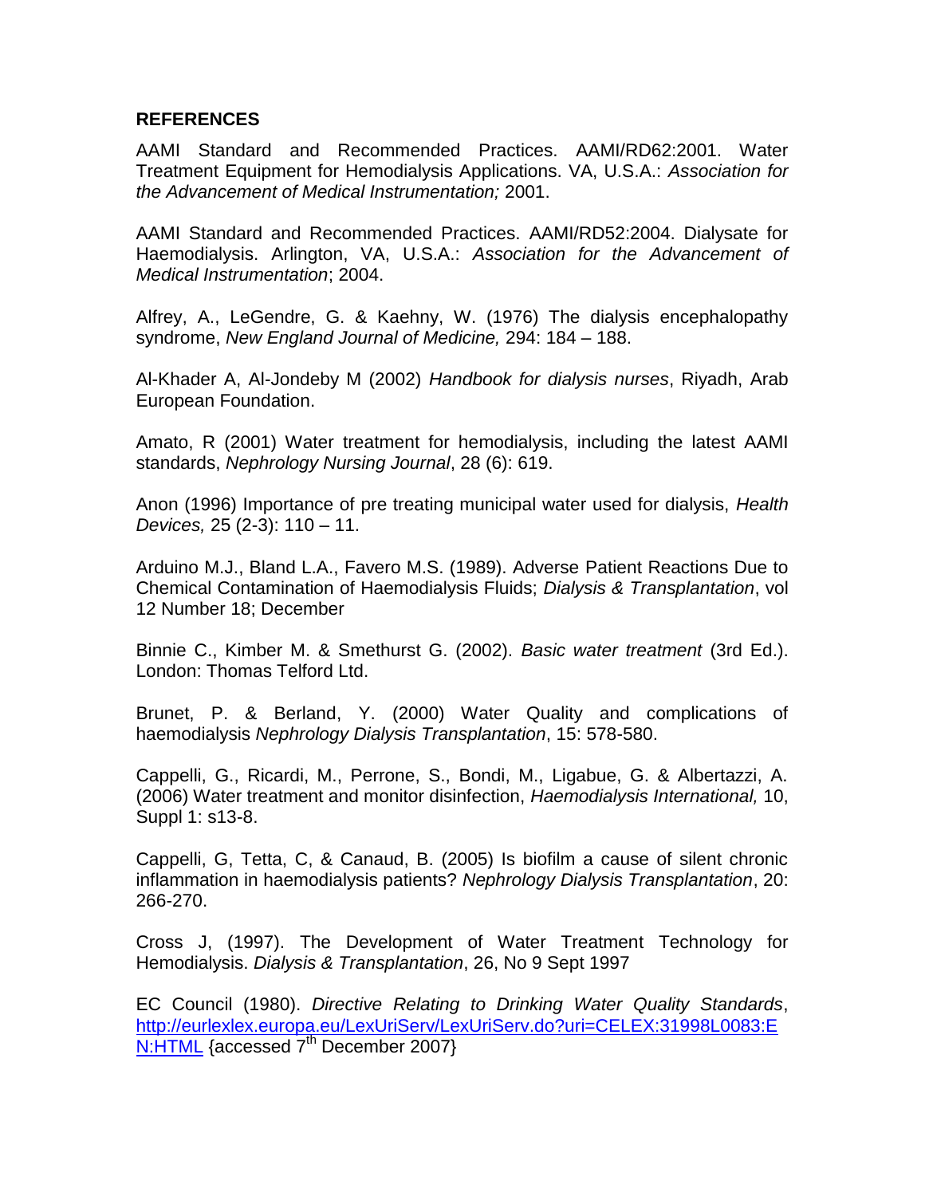## REFERENCES

AAMI Standard and Recommended Practices. AAMI/RD62:2001. Water Treatment Equipment for Hemodialysis Applications. VA, U.S.A.: *Association for the Advancement of Medical Instrumentation;* 2001.

AAMI Standard and Recommended Practices. AAMI/RD52:2004. Dialysate for Haemodialysis. Arlington, VA, U.S.A.: *Association for the Advancement of Medical Instrumentation*; 2004.

Alfrey, A., LeGendre, G. & Kaehny, W. (1976) The dialysis encephalopathy syndrome, *New England Journal of Medicine,* 294: 184 – 188.

Al-Khader A, Al-Jondeby M (2002) *Handbook for dialysis nurses*, Riyadh, Arab European Foundation.

Amato, R (2001) Water treatment for hemodialysis, including the latest AAMI standards, *Nephrology Nursing Journal*, 28 (6): 619.

Anon (1996) Importance of pre treating municipal water used for dialysis, *Health Devices,* 25 (2-3): 110 – 11.

Arduino M.J., Bland L.A., Favero M.S. (1989). Adverse Patient Reactions Due to Chemical Contamination of Haemodialysis Fluids; *Dialysis & Transplantation*, vol 12 Number 18; December

Binnie C., Kimber M. & Smethurst G. (2002). *Basic water treatment* (3rd Ed.). London: Thomas Telford Ltd.

Brunet, P. & Berland, Y. (2000) Water Quality and complications of haemodialysis *Nephrology Dialysis Transplantation*, 15: 578-580.

Cappelli, G., Ricardi, M., Perrone, S., Bondi, M., Ligabue, G. & Albertazzi, A. (2006) Water treatment and monitor disinfection, *Haemodialysis International,* 10, Suppl 1: s13-8.

Cappelli, G, Tetta, C, & Canaud, B. (2005) Is biofilm a cause of silent chronic inflammation in haemodialysis patients? *Nephrology Dialysis Transplantation*, 20: 266-270.

Cross J, (1997). The Development of Water Treatment Technology for Hemodialysis. *Dialysis & Transplantation*, 26, No 9 Sept 1997

EC Council (1980). *Directive Relating to Drinking Water Quality Standards*, http://eurlexlex.europa.eu/LexUriServ/LexUriServ.do?uri=CELEX:31998L0083:EN:HTML {accessed 7th December 2007}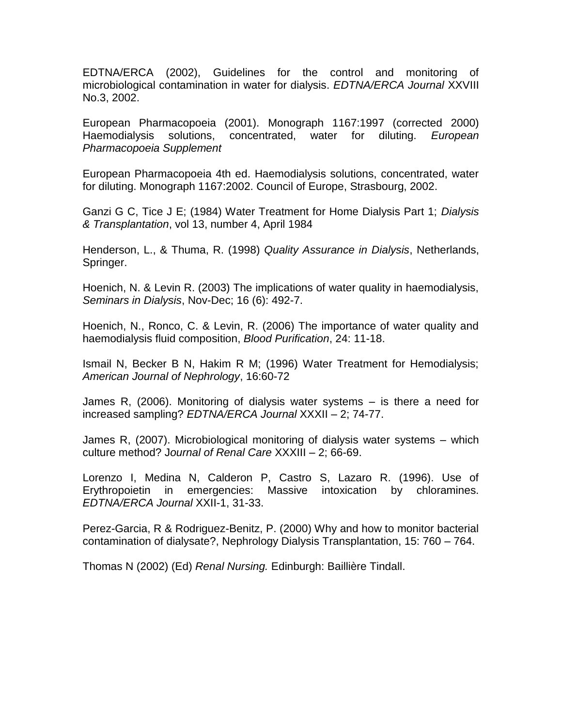EDTNA/ERCA (2002), Guidelines for the control and monitoring of microbiological contamination in water for dialysis. *EDTNA/ERCA Journal* XXVIII No.3, 2002.

European Pharmacopoeia (2001). Monograph 1167:1997 (corrected 2000) Haemodialysis solutions, concentrated, water for diluting. *European Pharmacopoeia Supplement*

European Pharmacopoeia 4th ed. Haemodialysis solutions, concentrated, water for diluting. Monograph 1167:2002. Council of Europe, Strasbourg, 2002.

Ganzi G C, Tice J E; (1984) Water Treatment for Home Dialysis Part 1; *Dialysis & Transplantation*, vol 13, number 4, April 1984

Henderson, L., & Thuma, R. (1998) *Quality Assurance in Dialysis*, Netherlands, Springer.

Hoenich, N. & Levin R. (2003) The implications of water quality in haemodialysis, *Seminars in Dialysis*, Nov-Dec; 16 (6): 492-7.

Hoenich, N., Ronco, C. & Levin, R. (2006) The importance of water quality and haemodialysis fluid composition, *Blood Purification*, 24: 11-18.

Ismail N, Becker B N, Hakim R M; (1996) Water Treatment for Hemodialysis; *American Journal of Nephrology*, 16:60-72

James R, (2006). Monitoring of dialysis water systems – is there a need for increased sampling? *EDTNA/ERCA Journal* XXXII – 2; 74-77.

James R, (2007). Microbiological monitoring of dialysis water systems – which culture method? J*ournal of Renal Care* XXXIII – 2; 66-69.

Lorenzo I, Medina N, Calderon P, Castro S, Lazaro R. (1996). Use of Erythropoietin in emergencies: Massive intoxication by chloramines. *EDTNA/ERCA Journal* XXII-1, 31-33.

Perez-Garcia, R & Rodriguez-Benitz, P. (2000) Why and how to monitor bacterial contamination of dialysate?, Nephrology Dialysis Transplantation, 15: 760 – 764.

Thomas N (2002) (Ed) *Renal Nursing.* Edinburgh: Baillière Tindall.